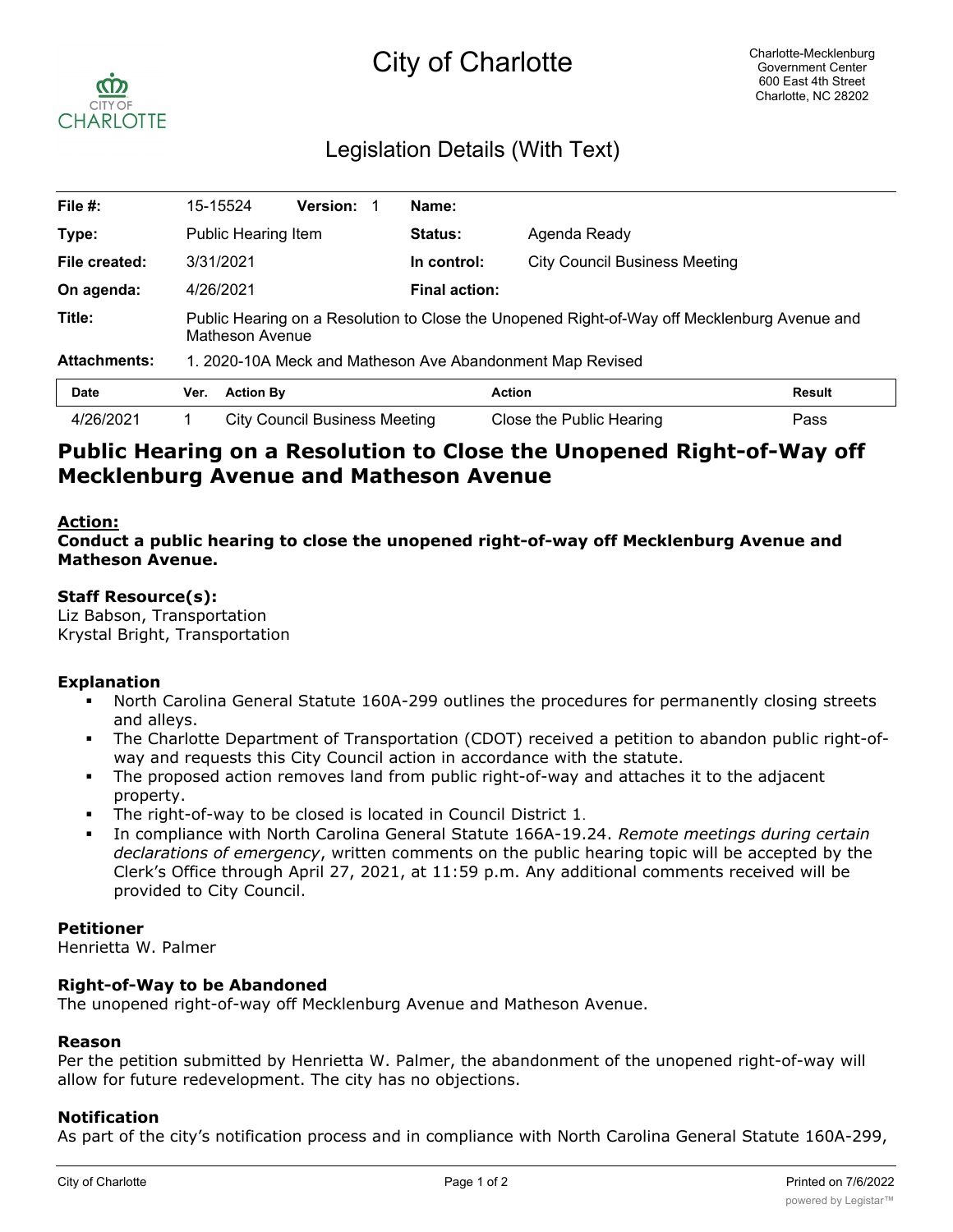# City of Charlotte

Charlotte-Mecklenburg Government Center
600 East 4th Street
Charlotte, NC 28202

## Legislation Details (With Text)

| | | | |
|---|---|---|---|
| **File #:** | 15-15524 **Version:** 1 | **Name:** | |
| **Type:** | Public Hearing Item | **Status:** | Agenda Ready |
| **File created:** | 3/31/2021 | **In control:** | City Council Business Meeting |
| **On agenda:** | 4/26/2021 | **Final action:** | |
| **Title:** | Public Hearing on a Resolution to Close the Unopened Right-of-Way off Mecklenburg Avenue and Matheson Avenue | | |
| **Attachments:** | 1. 2020-10A Meck and Matheson Ave Abandonment Map Revised | | |

| Date | Ver. | Action By | Action | Result |
|---|---|---|---|---|
| 4/26/2021 | 1 | City Council Business Meeting | Close the Public Hearing | Pass |

## Public Hearing on a Resolution to Close the Unopened Right-of-Way off Mecklenburg Avenue and Matheson Avenue

**Action:**
**Conduct a public hearing to close the unopened right-of-way off Mecklenburg Avenue and Matheson Avenue.**

### Staff Resource(s):

Liz Babson, Transportation
Krystal Bright, Transportation

### Explanation

- North Carolina General Statute 160A-299 outlines the procedures for permanently closing streets and alleys.
- The Charlotte Department of Transportation (CDOT) received a petition to abandon public right-of-way and requests this City Council action in accordance with the statute.
- The proposed action removes land from public right-of-way and attaches it to the adjacent property.
- The right-of-way to be closed is located in Council District 1.
- In compliance with North Carolina General Statute 166A-19.24. *Remote meetings during certain declarations of emergency*, written comments on the public hearing topic will be accepted by the Clerk's Office through April 27, 2021, at 11:59 p.m. Any additional comments received will be provided to City Council.

### Petitioner

Henrietta W. Palmer

### Right-of-Way to be Abandoned

The unopened right-of-way off Mecklenburg Avenue and Matheson Avenue.

### Reason

Per the petition submitted by Henrietta W. Palmer, the abandonment of the unopened right-of-way will allow for future redevelopment. The city has no objections.

### Notification

As part of the city's notification process and in compliance with North Carolina General Statute 160A-299,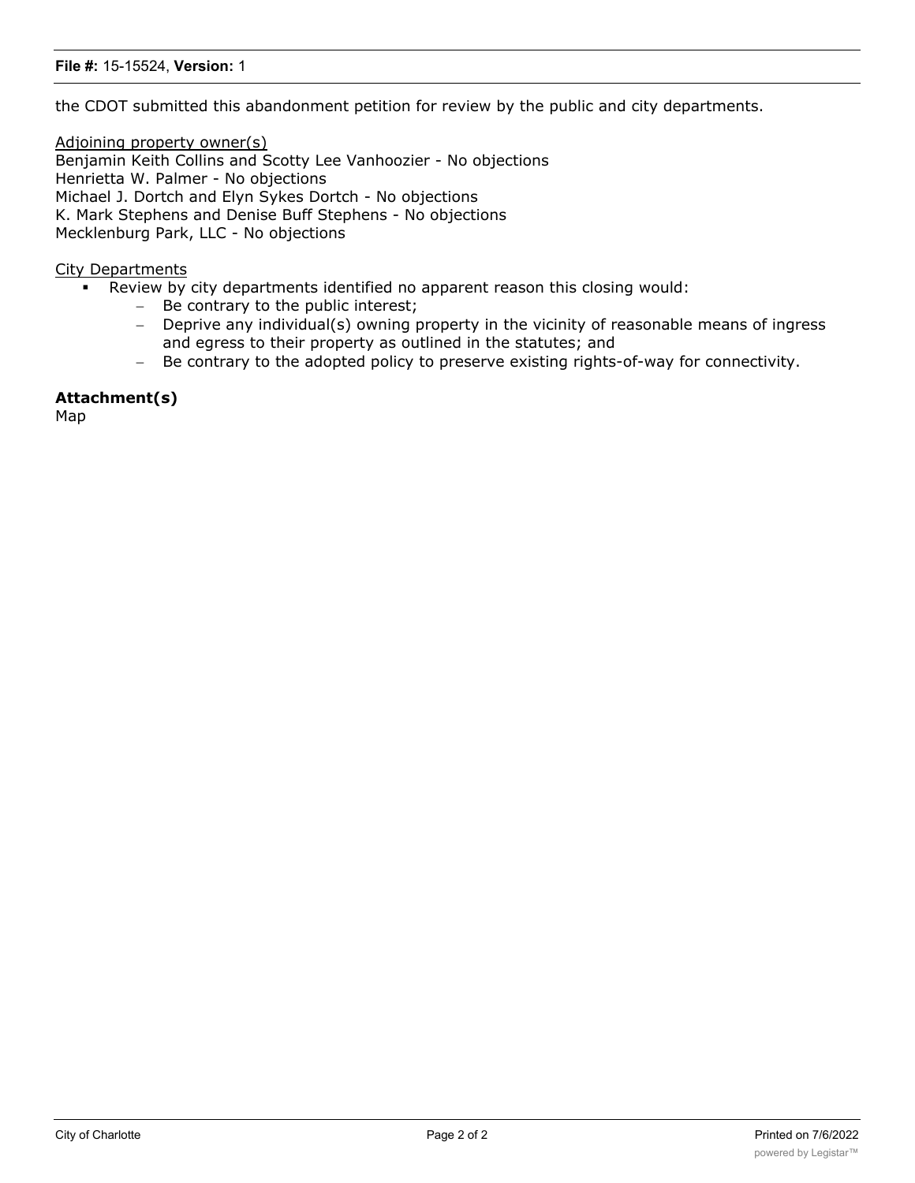the CDOT submitted this abandonment petition for review by the public and city departments.

Adjoining property owner(s)
Benjamin Keith Collins and Scotty Lee Vanhoozier - No objections
Henrietta W. Palmer - No objections
Michael J. Dortch and Elyn Sykes Dortch - No objections
K. Mark Stephens and Denise Buff Stephens - No objections
Mecklenburg Park, LLC - No objections

City Departments

- Review by city departments identified no apparent reason this closing would:
  - Be contrary to the public interest;
  - Deprive any individual(s) owning property in the vicinity of reasonable means of ingress and egress to their property as outlined in the statutes; and
  - Be contrary to the adopted policy to preserve existing rights-of-way for connectivity.

**Attachment(s)**

Map